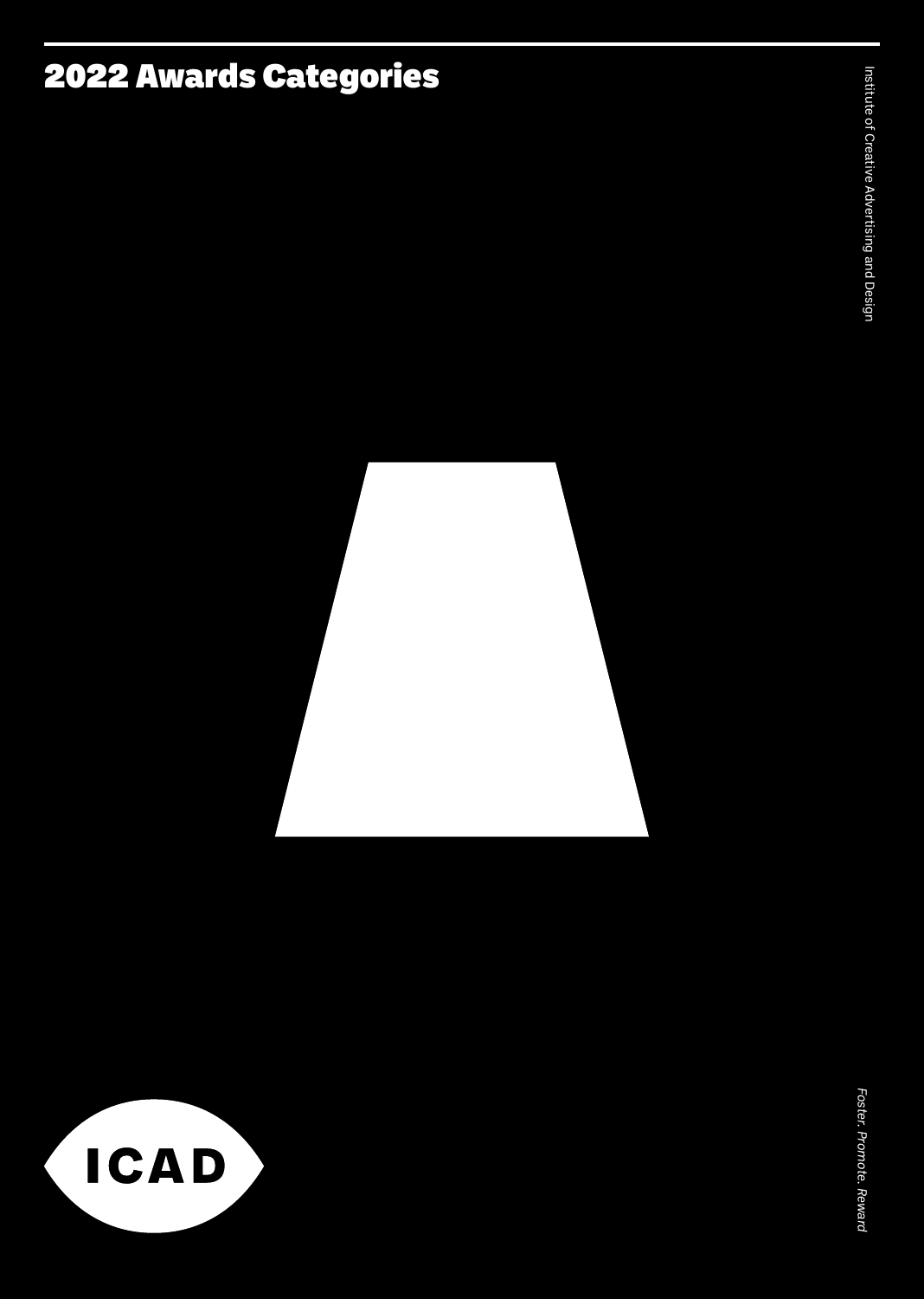# 2022 Awards Categories

Institute of Creative Advertising and Design

ICAD

*Foster. Promote. Reward*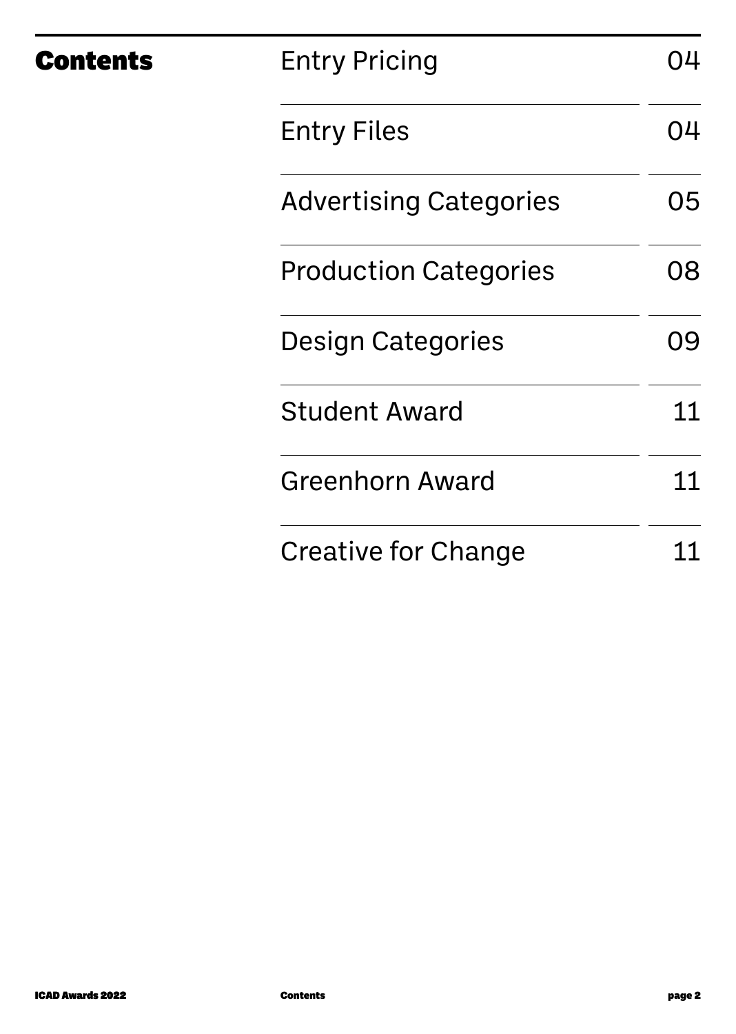# Contents

| | |
|---|---|
| Entry Pricing | 04 |
| Entry Files | 04 |
| Advertising Categories | 05 |
| Production Categories | 08 |
| Design Categories | 09 |
| Student Award | 11 |
| Greenhorn Award | 11 |
| Creative for Change | 11 |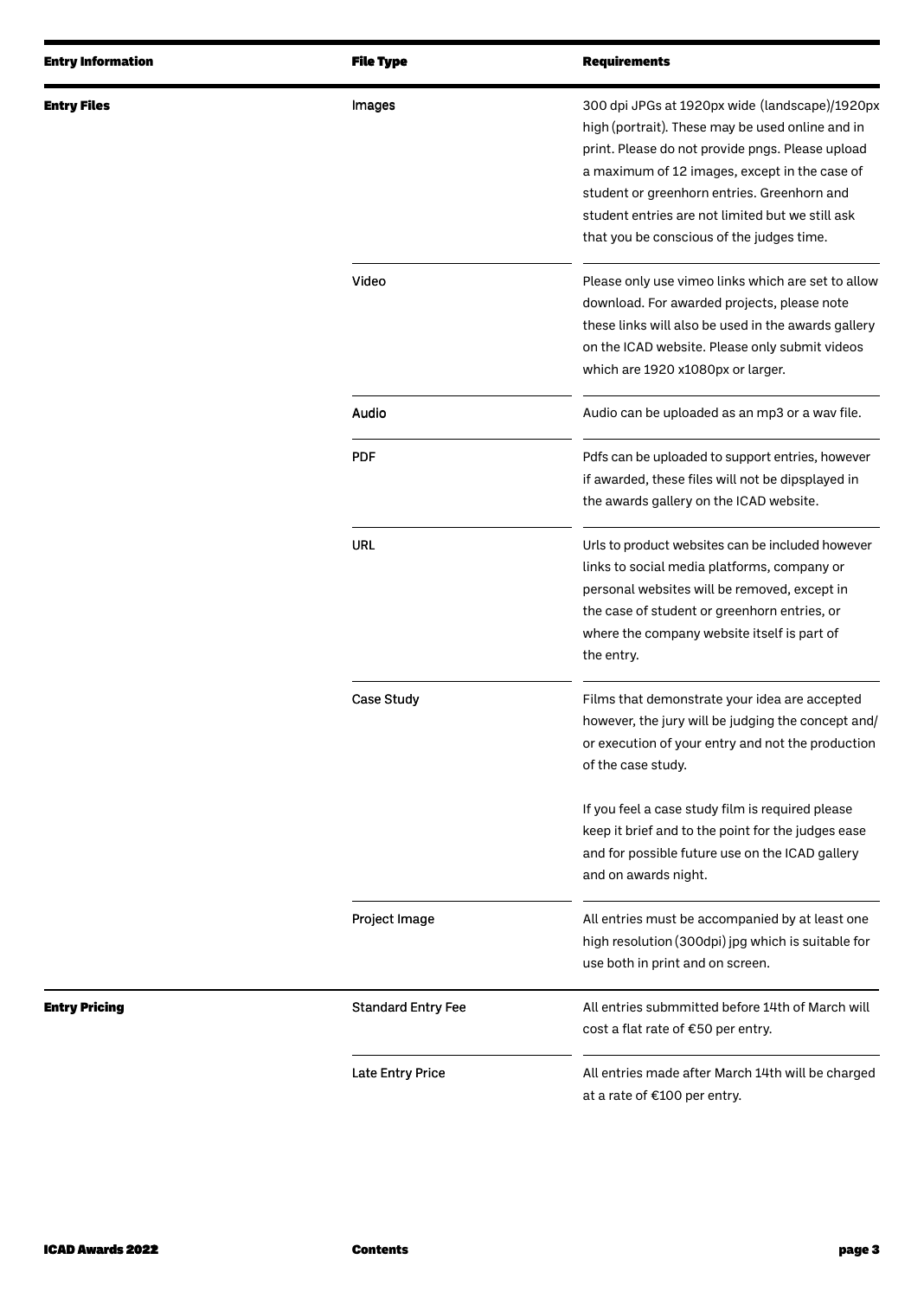| Entry Information | File Type | Requirements |
| --- | --- | --- |
| **Entry Files** | Images | 300 dpi JPGs at 1920px wide (landscape)/1920px high (portrait). These may be used online and in print. Please do not provide pngs. Please upload a maximum of 12 images, except in the case of student or greenhorn entries. Greenhorn and student entries are not limited but we still ask that you be conscious of the judges time. |
| | Video | Please only use vimeo links which are set to allow download. For awarded projects, please note these links will also be used in the awards gallery on the ICAD website. Please only submit videos which are 1920 x1080px or larger. |
| | Audio | Audio can be uploaded as an mp3 or a wav file. |
| | PDF | Pdfs can be uploaded to support entries, however if awarded, these files will not be dipsplayed in the awards gallery on the ICAD website. |
| | URL | Urls to product websites can be included however links to social media platforms, company or personal websites will be removed, except in the case of student or greenhorn entries, or where the company website itself is part of the entry. |
| | Case Study | Films that demonstrate your idea are accepted however, the jury will be judging the concept and/or execution of your entry and not the production of the case study.<br><br>If you feel a case study film is required please keep it brief and to the point for the judges ease and for possible future use on the ICAD gallery and on awards night. |
| | Project Image | All entries must be accompanied by at least one high resolution (300dpi) jpg which is suitable for use both in print and on screen. |
| **Entry Pricing** | Standard Entry Fee | All entries submmitted before 14th of March will cost a flat rate of €50 per entry. |
| | Late Entry Price | All entries made after March 14th will be charged at a rate of €100 per entry. |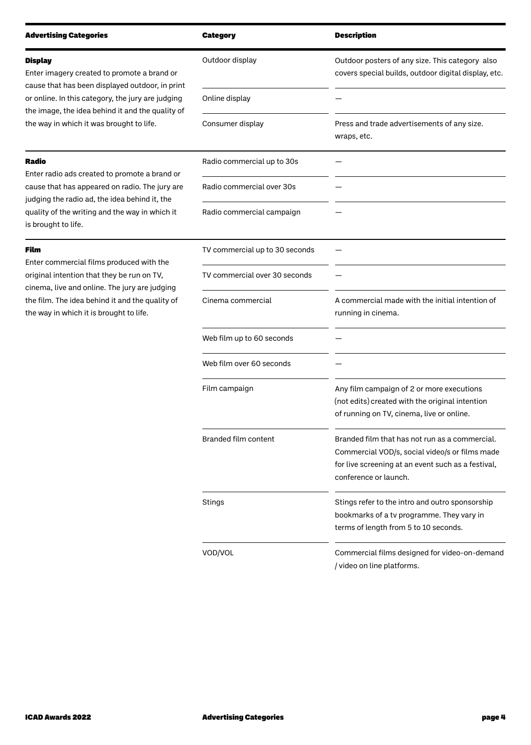| Advertising Categories | Category | Description |
| --- | --- | --- |
| **Display** Enter imagery created to promote a brand or cause that has been displayed outdoor, in print or online. In this category, the jury are judging the image, the idea behind it and the quality of the way in which it was brought to life. | Outdoor display | Outdoor posters of any size. This category also covers special builds, outdoor digital display, etc. |
| | Online display | — |
| | Consumer display | Press and trade advertisements of any size. wraps, etc. |
| **Radio** Enter radio ads created to promote a brand or cause that has appeared on radio. The jury are judging the radio ad, the idea behind it, the quality of the writing and the way in which it is brought to life. | Radio commercial up to 30s | — |
| | Radio commercial over 30s | — |
| | Radio commercial campaign | — |
| **Film** Enter commercial films produced with the original intention that they be run on TV, cinema, live and online. The jury are judging the film. The idea behind it and the quality of the way in which it is brought to life. | TV commercial up to 30 seconds | — |
| | TV commercial over 30 seconds | — |
| | Cinema commercial | A commercial made with the initial intention of running in cinema. |
| | Web film up to 60 seconds | — |
| | Web film over 60 seconds | — |
| | Film campaign | Any film campaign of 2 or more executions (not edits) created with the original intention of running on TV, cinema, live or online. |
| | Branded film content | Branded film that has not run as a commercial. Commercial VOD/s, social video/s or films made for live screening at an event such as a festival, conference or launch. |
| | Stings | Stings refer to the intro and outro sponsorship bookmarks of a tv programme. They vary in terms of length from 5 to 10 seconds. |
| | VOD/VOL | Commercial films designed for video-on-demand / video on line platforms. |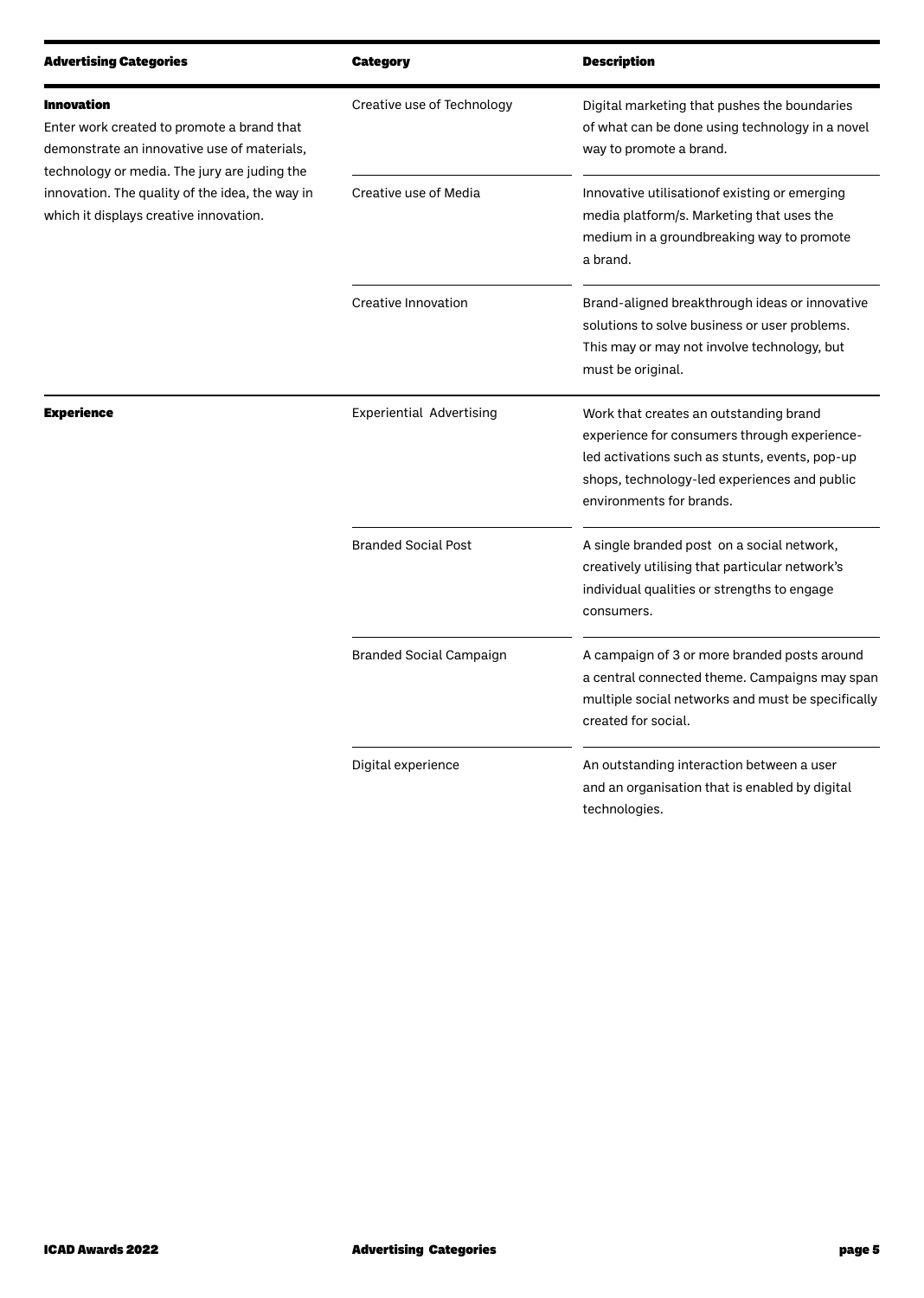| Advertising Categories | Category | Description |
|---|---|---|
| **Innovation**<br>Enter work created to promote a brand that demonstrate an innovative use of materials, technology or media. The jury are juding the innovation. The quality of the idea, the way in which it displays creative innovation. | Creative use of Technology | Digital marketing that pushes the boundaries of what can be done using technology in a novel way to promote a brand. |
| | Creative use of Media | Innovative utilisationof existing or emerging media platform/s. Marketing that uses the medium in a groundbreaking way to promote a brand. |
| | Creative Innovation | Brand-aligned breakthrough ideas or innovative solutions to solve business or user problems. This may or may not involve technology, but must be original. |
| **Experience** | Experiential Advertising | Work that creates an outstanding brand experience for consumers through experience-led activations such as stunts, events, pop-up shops, technology-led experiences and public environments for brands. |
| | Branded Social Post | A single branded post on a social network, creatively utilising that particular network's individual qualities or strengths to engage consumers. |
| | Branded Social Campaign | A campaign of 3 or more branded posts around a central connected theme. Campaigns may span multiple social networks and must be specifically created for social. |
| | Digital experience | An outstanding interaction between a user and an organisation that is enabled by digital technologies. |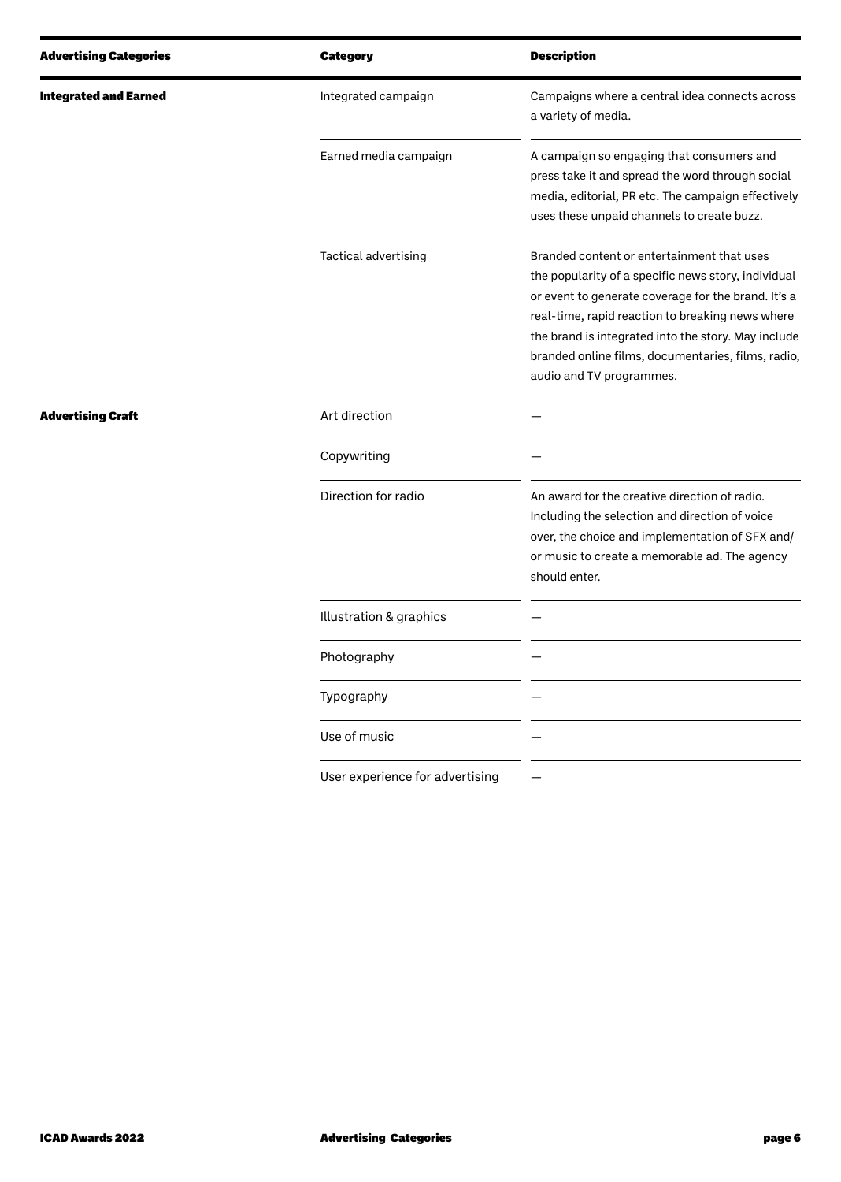| Advertising Categories | Category | Description |
| --- | --- | --- |
| Integrated and Earned | Integrated campaign | Campaigns where a central idea connects across a variety of media. |
| | Earned media campaign | A campaign so engaging that consumers and press take it and spread the word through social media, editorial, PR etc. The campaign effectively uses these unpaid channels to create buzz. |
| | Tactical advertising | Branded content or entertainment that uses the popularity of a specific news story, individual or event to generate coverage for the brand. It's a real-time, rapid reaction to breaking news where the brand is integrated into the story. May include branded online films, documentaries, films, radio, audio and TV programmes. |
| Advertising Craft | Art direction | — |
| | Copywriting | — |
| | Direction for radio | An award for the creative direction of radio. Including the selection and direction of voice over, the choice and implementation of SFX and/or music to create a memorable ad. The agency should enter. |
| | Illustration & graphics | — |
| | Photography | — |
| | Typography | — |
| | Use of music | — |
| | User experience for advertising | — |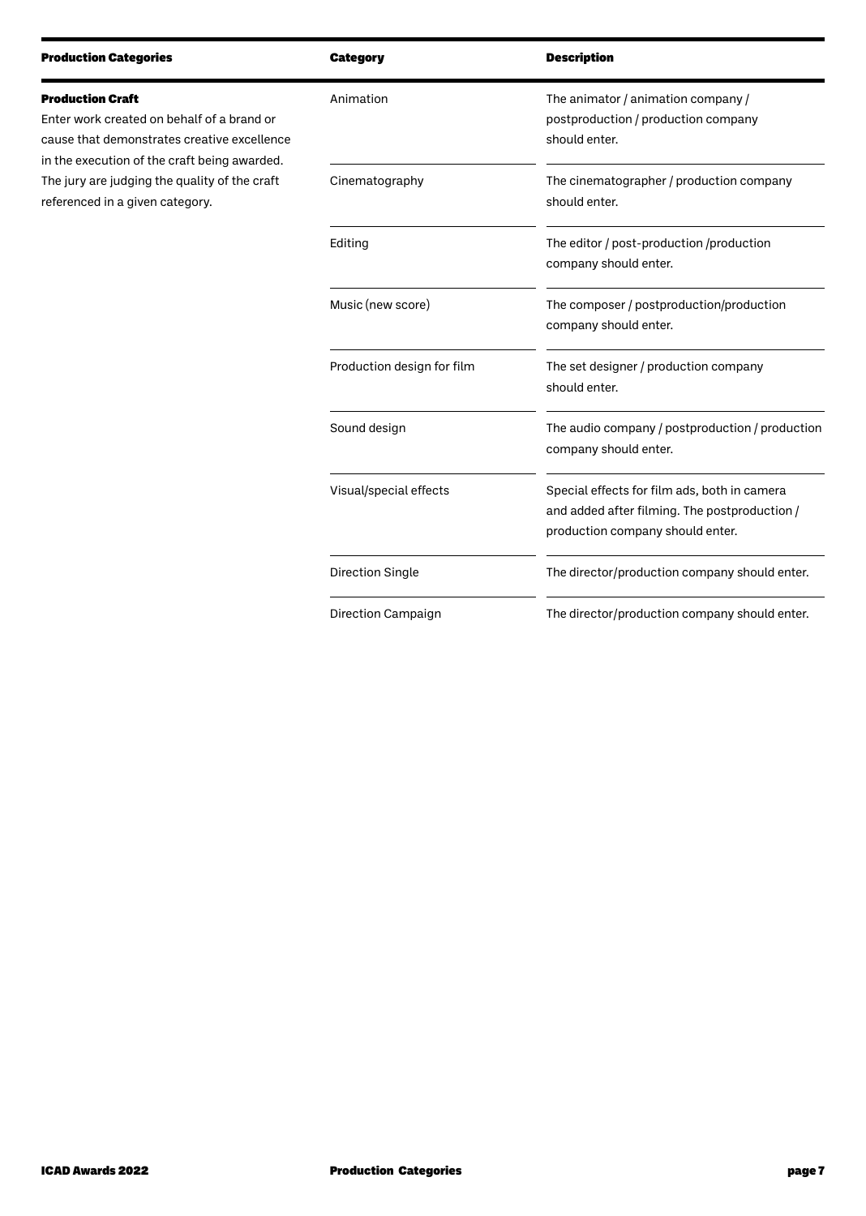| Production Categories | Category | Description |
|---|---|---|
| **Production Craft**<br>Enter work created on behalf of a brand or cause that demonstrates creative excellence in the execution of the craft being awarded. The jury are judging the quality of the craft referenced in a given category. | Animation | The animator / animation company / postproduction / production company should enter. |
| | Cinematography | The cinematographer / production company should enter. |
| | Editing | The editor / post-production /production company should enter. |
| | Music (new score) | The composer / postproduction/production company should enter. |
| | Production design for film | The set designer / production company should enter. |
| | Sound design | The audio company / postproduction / production company should enter. |
| | Visual/special effects | Special effects for film ads, both in camera and added after filming. The postproduction / production company should enter. |
| | Direction Single | The director/production company should enter. |
| | Direction Campaign | The director/production company should enter. |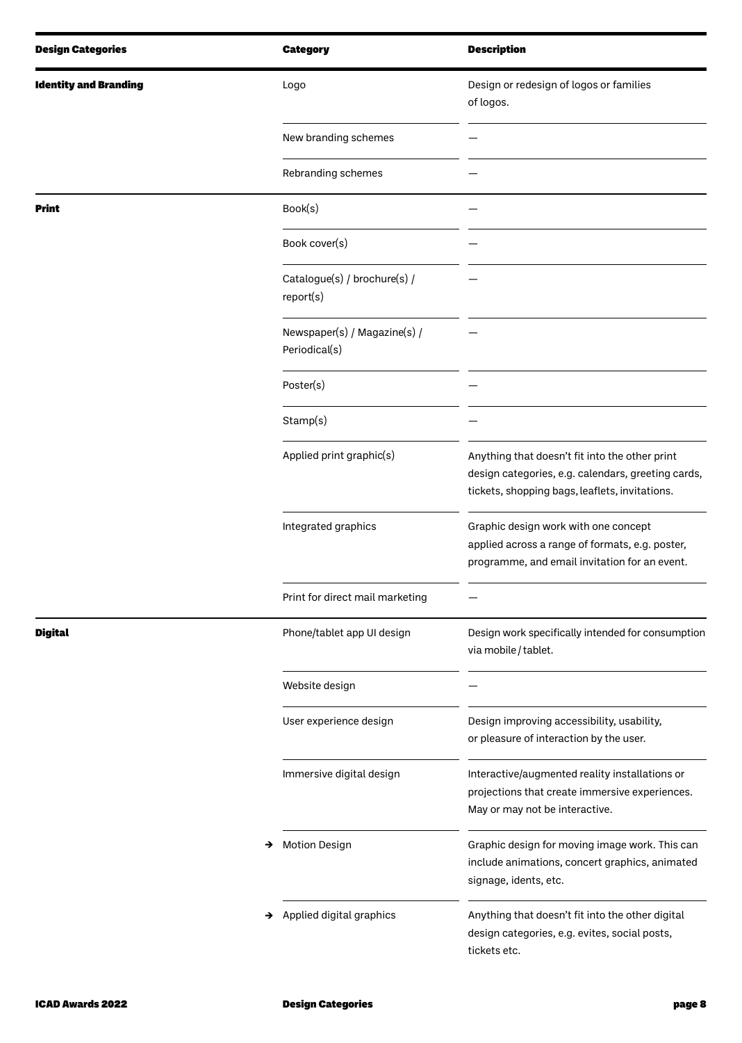| Design Categories | Category | Description |
|---|---|---|
| **Identity and Branding** | Logo | Design or redesign of logos or families of logos. |
| | New branding schemes | — |
| | Rebranding schemes | — |
| **Print** | Book(s) | — |
| | Book cover(s) | — |
| | Catalogue(s) / brochure(s) / report(s) | — |
| | Newspaper(s) / Magazine(s) / Periodical(s) | — |
| | Poster(s) | — |
| | Stamp(s) | — |
| | Applied print graphic(s) | Anything that doesn't fit into the other print design categories, e.g. calendars, greeting cards, tickets, shopping bags, leaflets, invitations. |
| | Integrated graphics | Graphic design work with one concept applied across a range of formats, e.g. poster, programme, and email invitation for an event. |
| | Print for direct mail marketing | — |
| **Digital** | Phone/tablet app UI design | Design work specifically intended for consumption via mobile / tablet. |
| | Website design | — |
| | User experience design | Design improving accessibility, usability, or pleasure of interaction by the user. |
| | Immersive digital design | Interactive/augmented reality installations or projections that create immersive experiences. May or may not be interactive. |
| | → Motion Design | Graphic design for moving image work. This can include animations, concert graphics, animated signage, idents, etc. |
| | → Applied digital graphics | Anything that doesn't fit into the other digital design categories, e.g. evites, social posts, tickets etc. |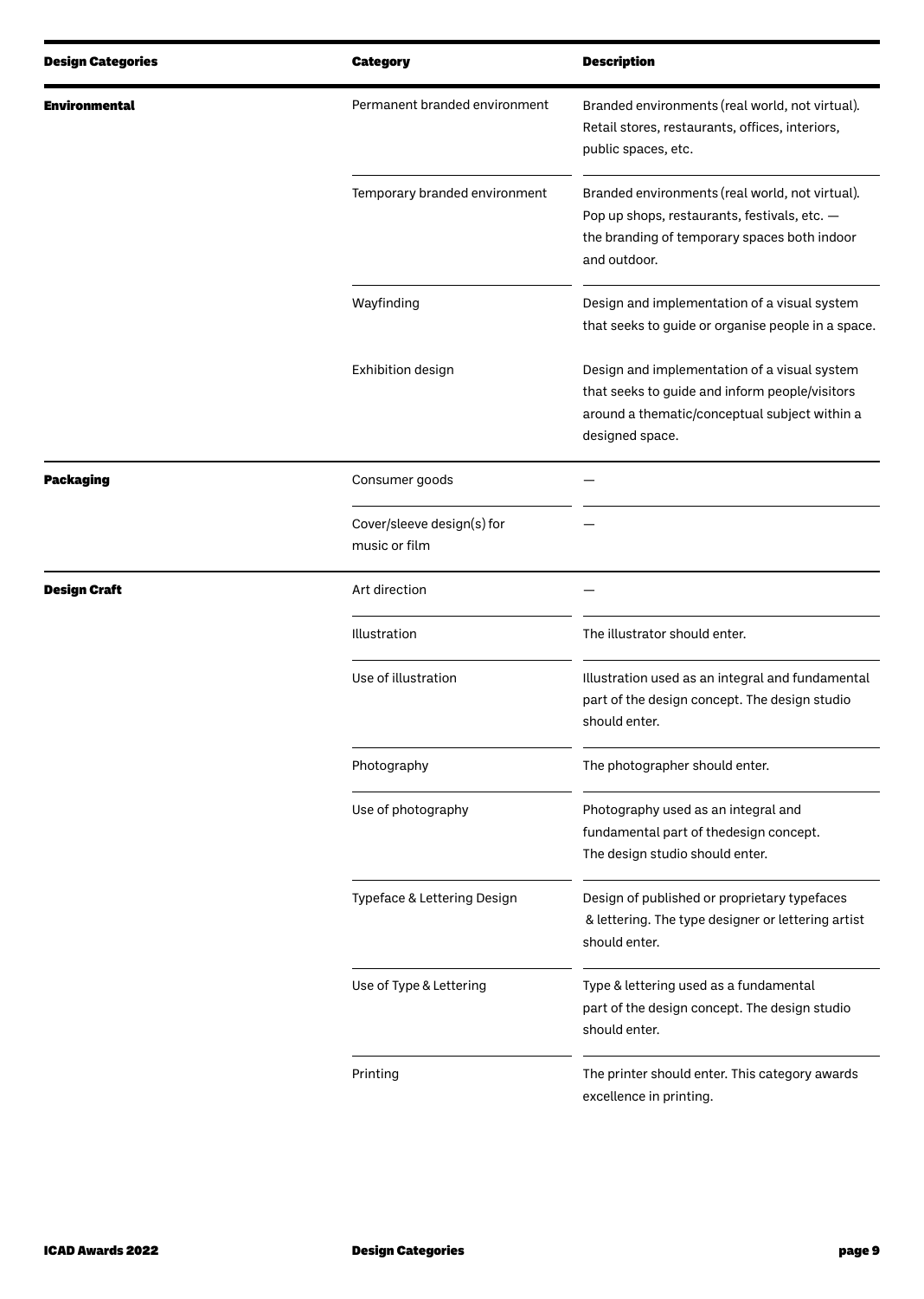| Design Categories | Category | Description |
|---|---|---|
| **Environmental** | Permanent branded environment | Branded environments (real world, not virtual). Retail stores, restaurants, offices, interiors, public spaces, etc. |
| | Temporary branded environment | Branded environments (real world, not virtual). Pop up shops, restaurants, festivals, etc. — the branding of temporary spaces both indoor and outdoor. |
| | Wayfinding | Design and implementation of a visual system that seeks to guide or organise people in a space. |
| | Exhibition design | Design and implementation of a visual system that seeks to guide and inform people/visitors around a thematic/conceptual subject within a designed space. |
| **Packaging** | Consumer goods | — |
| | Cover/sleeve design(s) for music or film | — |
| **Design Craft** | Art direction | — |
| | Illustration | The illustrator should enter. |
| | Use of illustration | Illustration used as an integral and fundamental part of the design concept. The design studio should enter. |
| | Photography | The photographer should enter. |
| | Use of photography | Photography used as an integral and fundamental part of thedesign concept. The design studio should enter. |
| | Typeface & Lettering Design | Design of published or proprietary typefaces & lettering. The type designer or lettering artist should enter. |
| | Use of Type & Lettering | Type & lettering used as a fundamental part of the design concept. The design studio should enter. |
| | Printing | The printer should enter. This category awards excellence in printing. |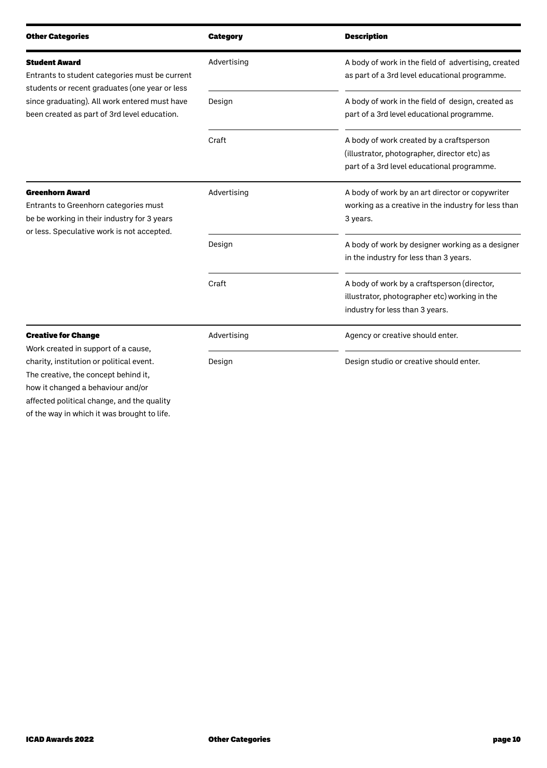| Other Categories | Category | Description |
| --- | --- | --- |
| **Student Award**<br>Entrants to student categories must be current students or recent graduates (one year or less since graduating). All work entered must have been created as part of 3rd level education. | Advertising | A body of work in the field of advertising, created as part of a 3rd level educational programme. |
| | Design | A body of work in the field of design, created as part of a 3rd level educational programme. |
| | Craft | A body of work created by a craftsperson (illustrator, photographer, director etc) as part of a 3rd level educational programme. |
| **Greenhorn Award**<br>Entrants to Greenhorn categories must be be working in their industry for 3 years or less. Speculative work is not accepted. | Advertising | A body of work by an art director or copywriter working as a creative in the industry for less than 3 years. |
| | Design | A body of work by designer working as a designer in the industry for less than 3 years. |
| | Craft | A body of work by a craftsperson (director, illustrator, photographer etc) working in the industry for less than 3 years. |
| **Creative for Change**<br>Work created in support of a cause, charity, institution or political event. The creative, the concept behind it, how it changed a behaviour and/or affected political change, and the quality of the way in which it was brought to life. | Advertising | Agency or creative should enter. |
| | Design | Design studio or creative should enter. |